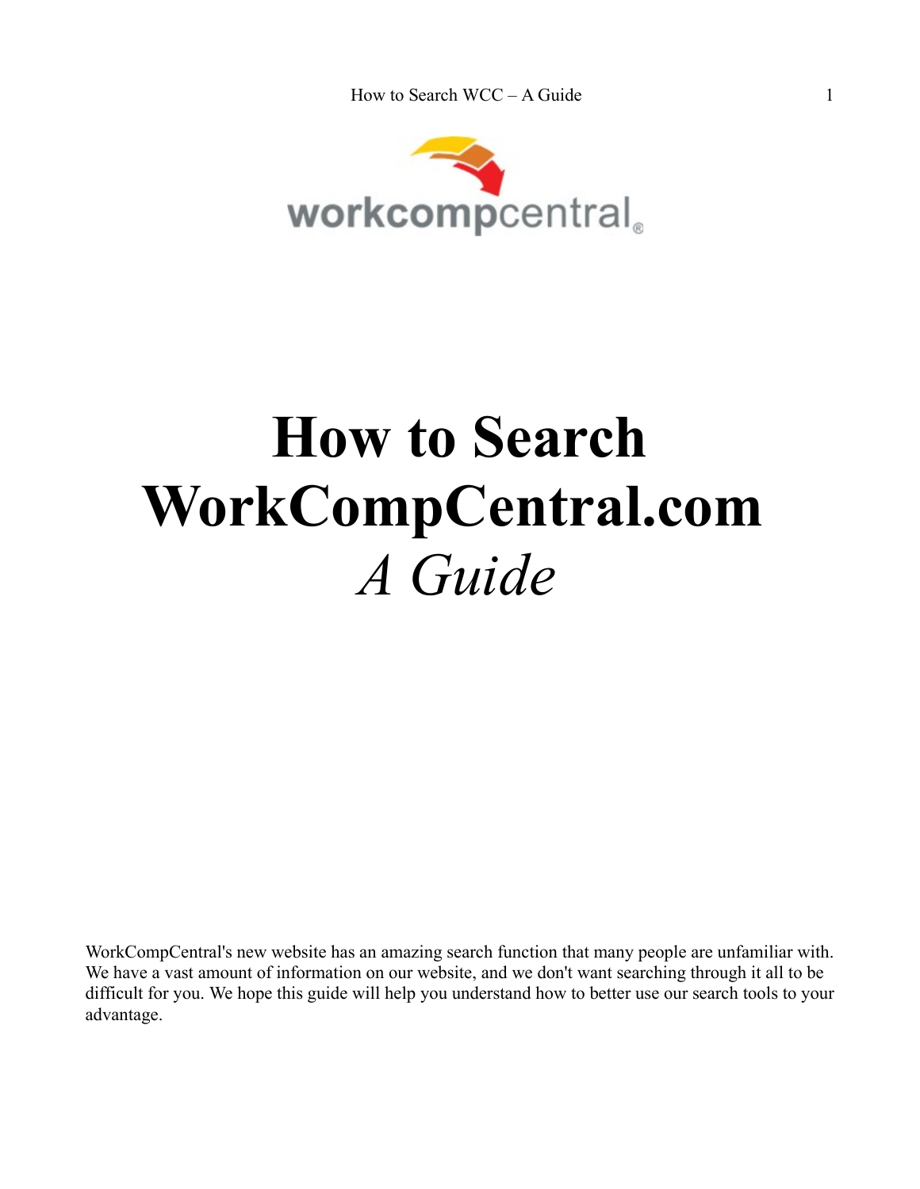# How to Search WorkCompCentral.com

*A Guide*

WorkCompCentral's new website has an amazing search function that many people are unfamiliar with. We have a vast amount of information on our website, and we don't want searching through it all to be difficult for you. We hope this guide will help you understand how to better use our search tools to your advantage.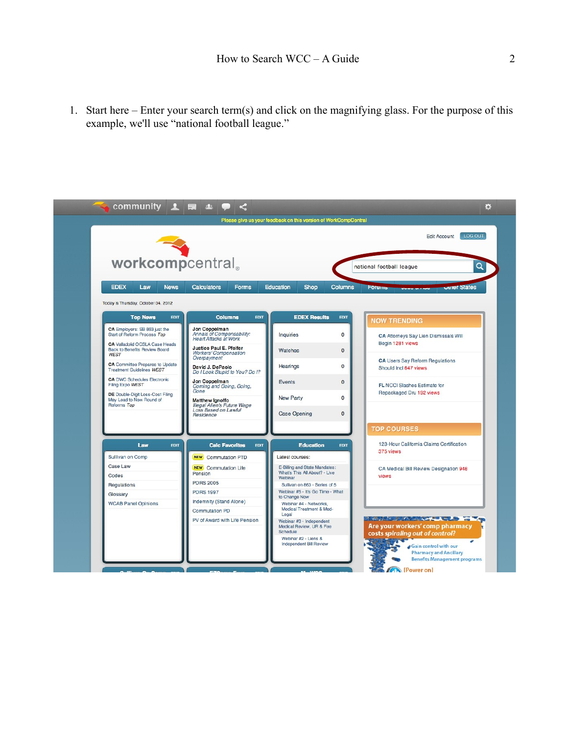1. Start here – Enter your search term(s) and click on the magnifying glass. For the purpose of this example, we'll use "national football league."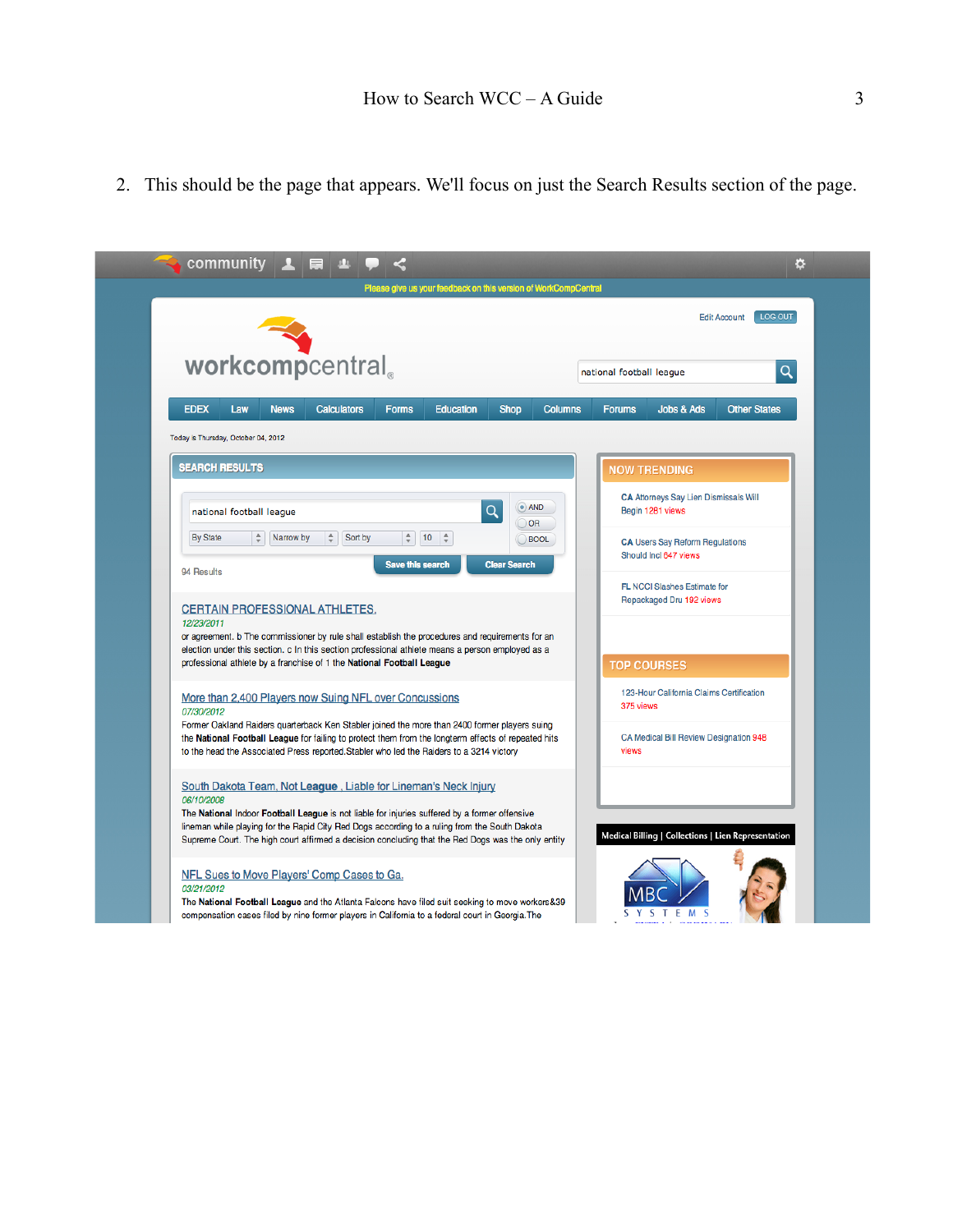2. This should be the page that appears. We'll focus on just the Search Results section of the page.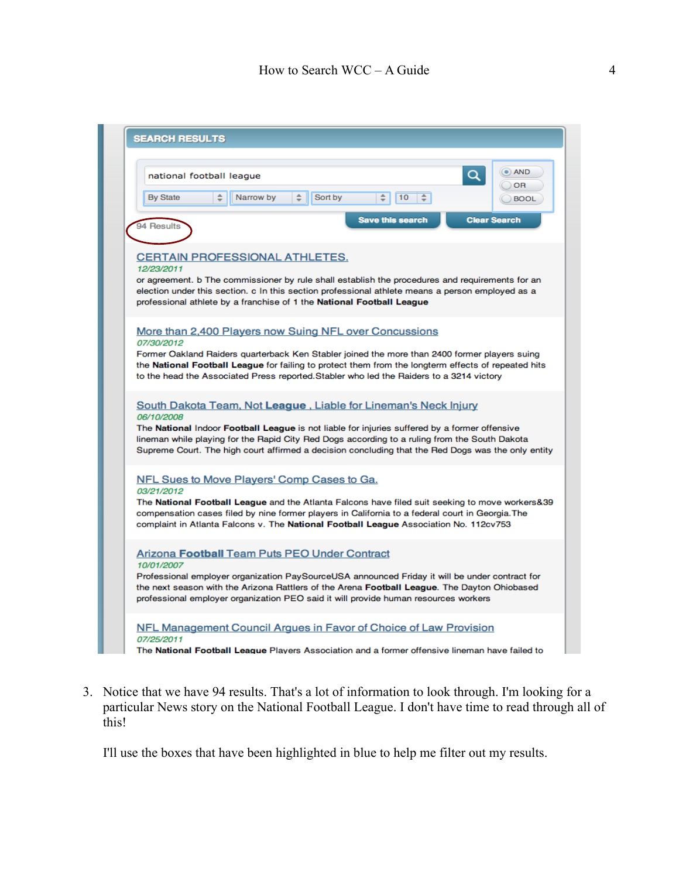SEARCH RESULTS

national football league

By State | Narrow by | Sort by | 10

AND / OR / BOOL

Save this search | Clear Search

94 Results

CERTAIN PROFESSIONAL ATHLETES.
*12/23/2011*
or agreement. b The commissioner by rule shall establish the procedures and requirements for an election under this section. c In this section professional athlete means a person employed as a professional athlete by a franchise of 1 the **National Football League**

More than 2,400 Players now Suing NFL over Concussions
*07/30/2012*
Former Oakland Raiders quarterback Ken Stabler joined the more than 2400 former players suing the **National Football League** for failing to protect them from the longterm effects of repeated hits to the head the Associated Press reported.Stabler who led the Raiders to a 3214 victory

South Dakota Team, Not **League** , Liable for Lineman's Neck Injury
*06/10/2008*
The **National** Indoor **Football League** is not liable for injuries suffered by a former offensive lineman while playing for the Rapid City Red Dogs according to a ruling from the South Dakota Supreme Court. The high court affirmed a decision concluding that the Red Dogs was the only entity

NFL Sues to Move Players' Comp Cases to Ga.
*03/21/2012*
The **National Football League** and the Atlanta Falcons have filed suit seeking to move workers&39 compensation cases filed by nine former players in California to a federal court in Georgia.The complaint in Atlanta Falcons v. The **National Football League** Association No. 112cv753

Arizona **Football** Team Puts PEO Under Contract
*10/01/2007*
Professional employer organization PaySourceUSA announced Friday it will be under contract for the next season with the Arizona Rattlers of the Arena **Football League**. The Dayton Ohiobased professional employer organization PEO said it will provide human resources workers

NFL Management Council Argues in Favor of Choice of Law Provision
*07/25/2011*
The **National Football League** Players Association and a former offensive lineman have failed to

3. Notice that we have 94 results. That's a lot of information to look through. I'm looking for a particular News story on the National Football League. I don't have time to read through all of this!

   I'll use the boxes that have been highlighted in blue to help me filter out my results.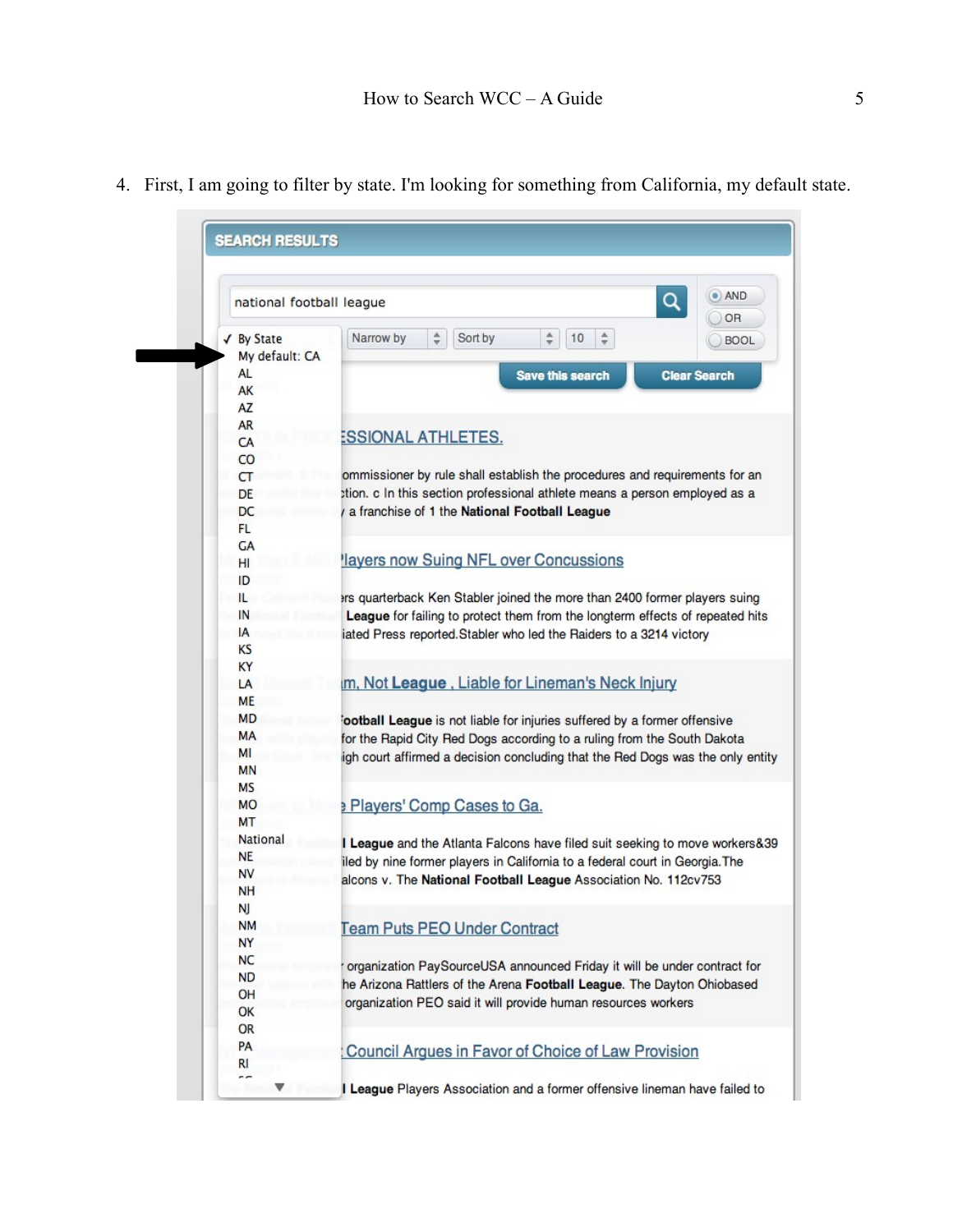4. First, I am going to filter by state. I'm looking for something from California, my default state.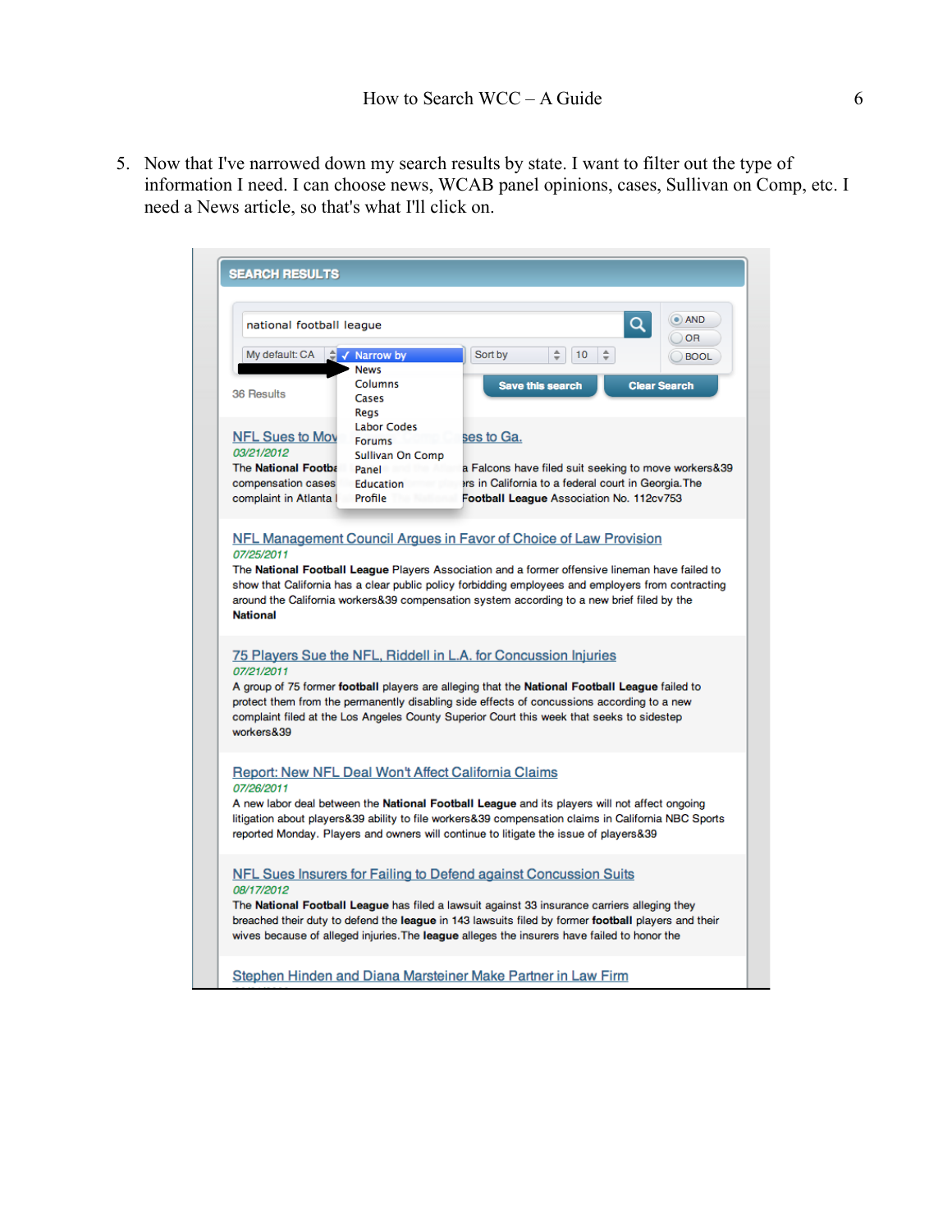5. Now that I've narrowed down my search results by state. I want to filter out the type of information I need. I can choose news, WCAB panel opinions, cases, Sullivan on Comp, etc. I need a News article, so that's what I'll click on.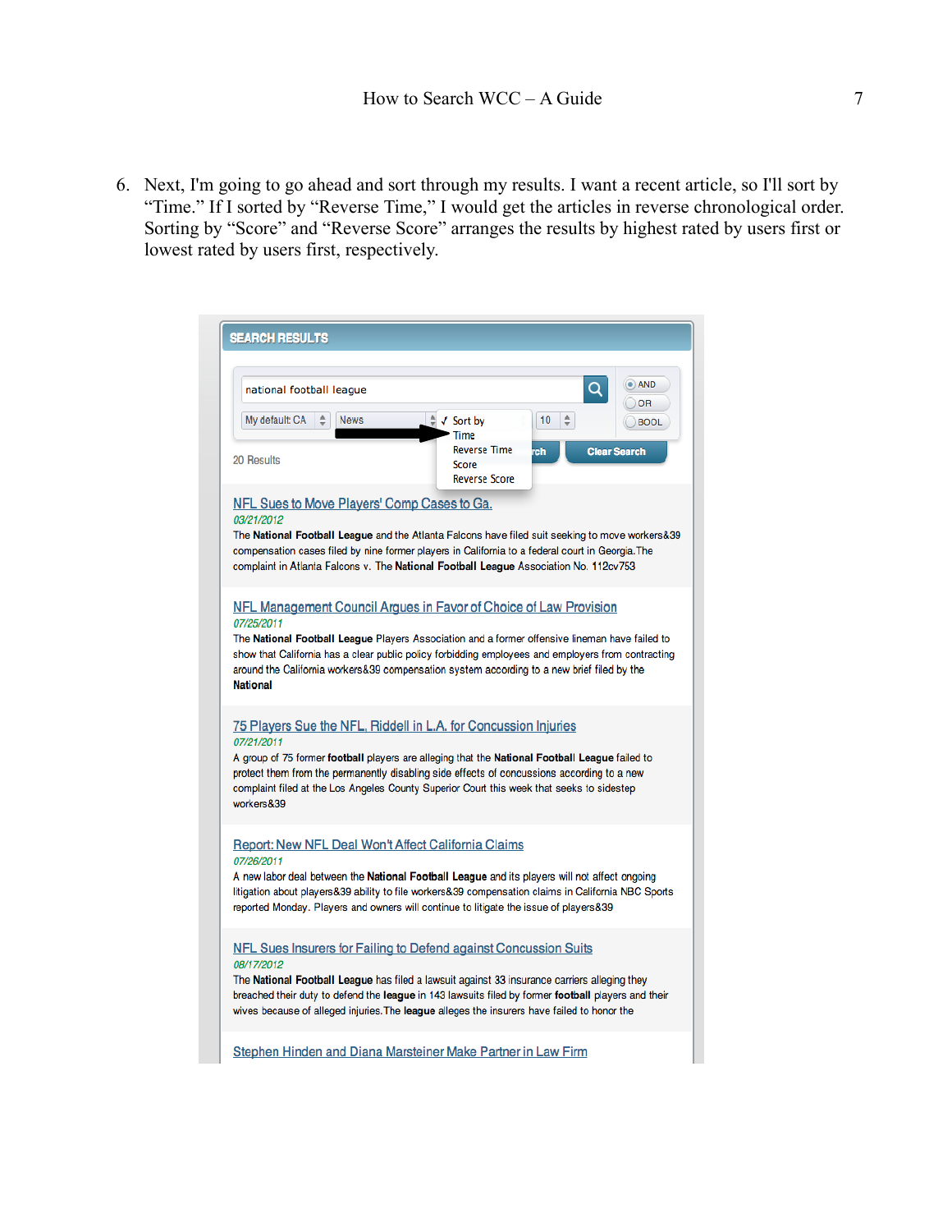6. Next, I'm going to go ahead and sort through my results. I want a recent article, so I'll sort by "Time." If I sorted by "Reverse Time," I would get the articles in reverse chronological order. Sorting by "Score" and "Reverse Score" arranges the results by highest rated by users first or lowest rated by users first, respectively.

**SEARCH RESULTS**

national football league

My default CA | News | ✓ Sort by | 10

Time
Reverse Time
Score
Reverse Score

AND
OR
BOOL

Clear Search

20 Results

NFL Sues to Move Players' Comp Cases to Ga.
*03/21/2012*
The **National Football League** and the Atlanta Falcons have filed suit seeking to move workers&39 compensation cases filed by nine former players in California to a federal court in Georgia.The complaint in Atlanta Falcons v. The **National Football League** Association No. 112cv753

NFL Management Council Argues in Favor of Choice of Law Provision
*07/25/2011*
The **National Football League** Players Association and a former offensive lineman have failed to show that California has a clear public policy forbidding employees and employers from contracting around the California workers&39 compensation system according to a new brief filed by the **National**

75 Players Sue the NFL, Riddell in L.A. for Concussion Injuries
*07/21/2011*
A group of 75 former **football** players are alleging that the **National Football League** failed to protect them from the permanently disabling side effects of concussions according to a new complaint filed at the Los Angeles County Superior Court this week that seeks to sidestep workers&39

Report: New NFL Deal Won't Affect California Claims
*07/26/2011*
A new labor deal between the **National Football League** and its players will not affect ongoing litigation about players&39 ability to file workers&39 compensation claims in California NBC Sports reported Monday. Players and owners will continue to litigate the issue of players&39

NFL Sues Insurers for Failing to Defend against Concussion Suits
*08/17/2012*
The **National Football League** has filed a lawsuit against 33 insurance carriers alleging they breached their duty to defend the **league** in 143 lawsuits filed by former **football** players and their wives because of alleged injuries.The **league** alleges the insurers have failed to honor the

Stephen Hinden and Diana Marsteiner Make Partner in Law Firm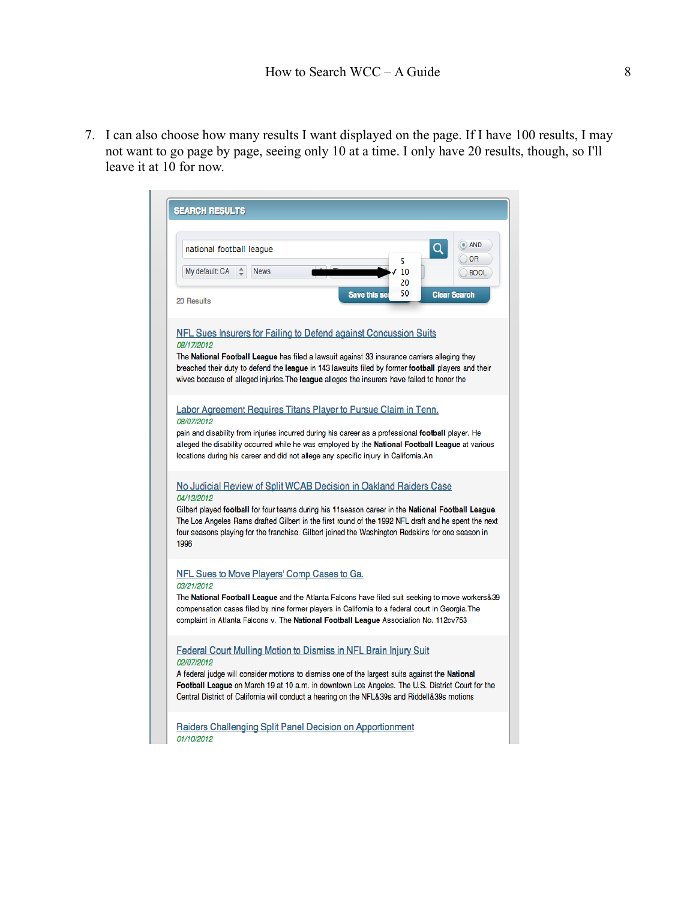7. I can also choose how many results I want displayed on the page. If I have 100 results, I may not want to go page by page, seeing only 10 at a time. I only have 20 results, though, so I'll leave it at 10 for now.

**SEARCH RESULTS**

national football league

AND / OR / BOOL

My default: CA | News | 5 / ✓ 10 / 20 / 50

Save this search | Clear Search

20 Results

NFL Sues Insurers for Failing to Defend against Concussion Suits
*08/17/2012*
The **National Football League** has filed a lawsuit against 33 insurance carriers alleging they breached their duty to defend the **league** in 143 lawsuits filed by former **football** players and their wives because of alleged injuries. The **league** alleges the insurers have failed to honor the

Labor Agreement Requires Titans Player to Pursue Claim in Tenn.
*08/07/2012*
pain and disability from injuries incurred during his career as a professional **football** player. He alleged the disability occurred while he was employed by the **National Football League** at various locations during his career and did not allege any specific injury in California. An

No Judicial Review of Split WCAB Decision in Oakland Raiders Case
*04/13/2012*
Gilbert played **football** for four teams during his 11season career in the **National Football League**. The Los Angeles Rams drafted Gilbert in the first round of the 1992 NFL draft and he spent the next four seasons playing for the franchise. Gilbert joined the Washington Redskins for one season in 1996

NFL Sues to Move Players' Comp Cases to Ga.
*03/21/2012*
The **National Football League** and the Atlanta Falcons have filed suit seeking to move workers&39 compensation cases filed by nine former players in California to a federal court in Georgia. The complaint in Atlanta Falcons v. The **National Football League** Association No. 112cv753

Federal Court Mulling Motion to Dismiss in NFL Brain Injury Suit
*02/07/2012*
A federal judge will consider motions to dismiss one of the largest suits against the **National Football League** on March 19 at 10 a.m. in downtown Los Angeles. The U.S. District Court for the Central District of California will conduct a hearing on the NFL&39s and Riddell&39s motions

Raiders Challenging Split Panel Decision on Apportionment
*01/10/2012*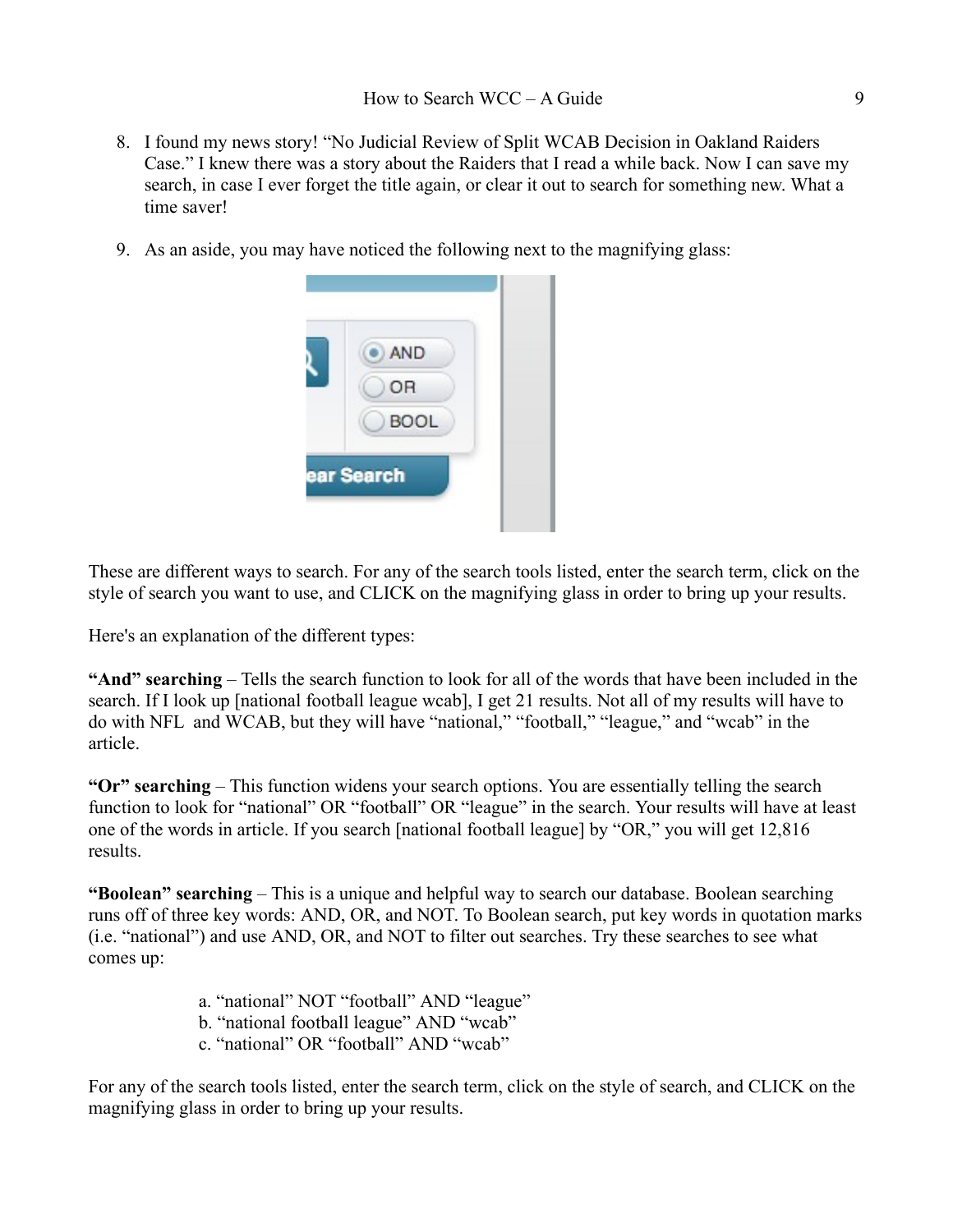8. I found my news story! "No Judicial Review of Split WCAB Decision in Oakland Raiders Case." I knew there was a story about the Raiders that I read a while back. Now I can save my search, in case I ever forget the title again, or clear it out to search for something new. What a time saver!

9. As an aside, you may have noticed the following next to the magnifying glass:

These are different ways to search. For any of the search tools listed, enter the search term, click on the style of search you want to use, and CLICK on the magnifying glass in order to bring up your results.

Here's an explanation of the different types:

**"And" searching** – Tells the search function to look for all of the words that have been included in the search. If I look up [national football league wcab], I get 21 results. Not all of my results will have to do with NFL and WCAB, but they will have "national," "football," "league," and "wcab" in the article.

**"Or" searching** – This function widens your search options. You are essentially telling the search function to look for "national" OR "football" OR "league" in the search. Your results will have at least one of the words in article. If you search [national football league] by "OR," you will get 12,816 results.

**"Boolean" searching** – This is a unique and helpful way to search our database. Boolean searching runs off of three key words: AND, OR, and NOT. To Boolean search, put key words in quotation marks (i.e. "national") and use AND, OR, and NOT to filter out searches. Try these searches to see what comes up:

a. "national" NOT "football" AND "league"
b. "national football league" AND "wcab"
c. "national" OR "football" AND "wcab"

For any of the search tools listed, enter the search term, click on the style of search, and CLICK on the magnifying glass in order to bring up your results.